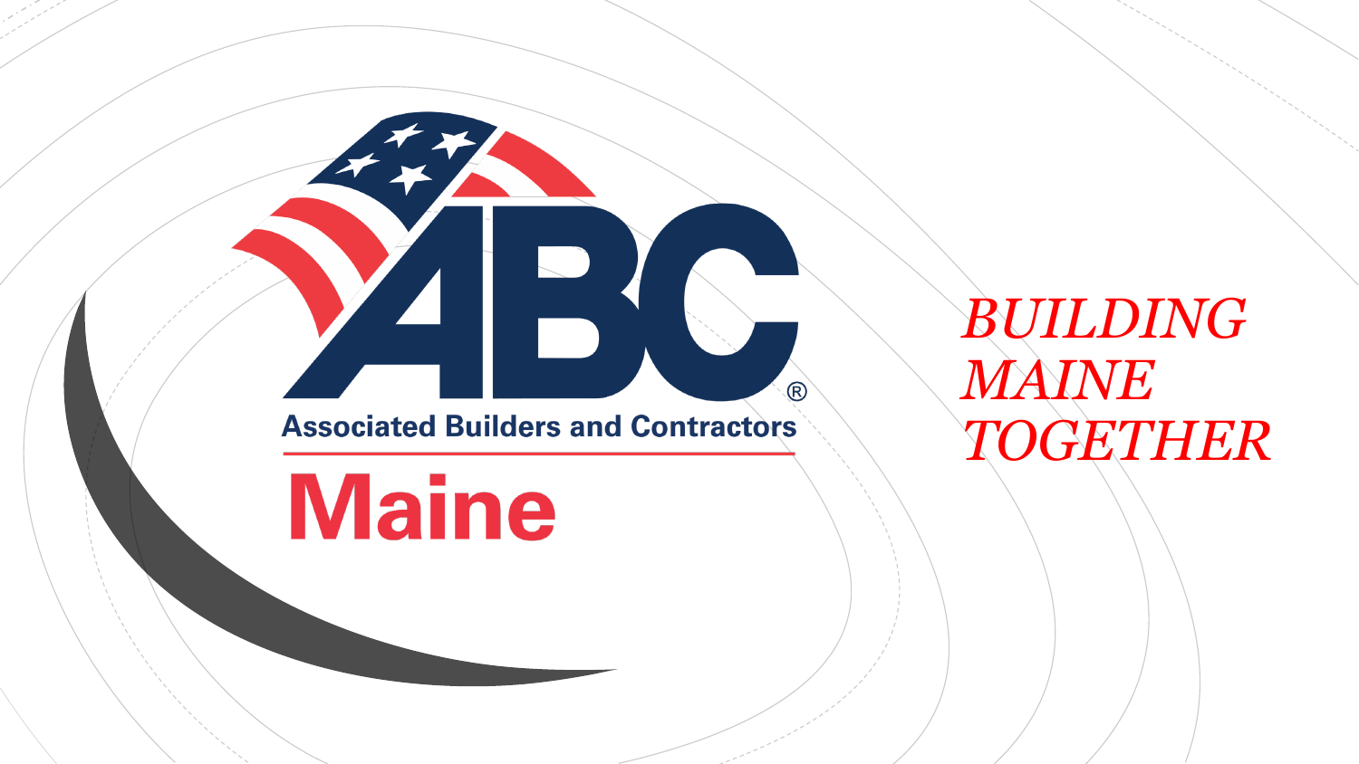ABC

Associated Builders and Contractors

Maine

*BUILDING MAINE TOGETHER*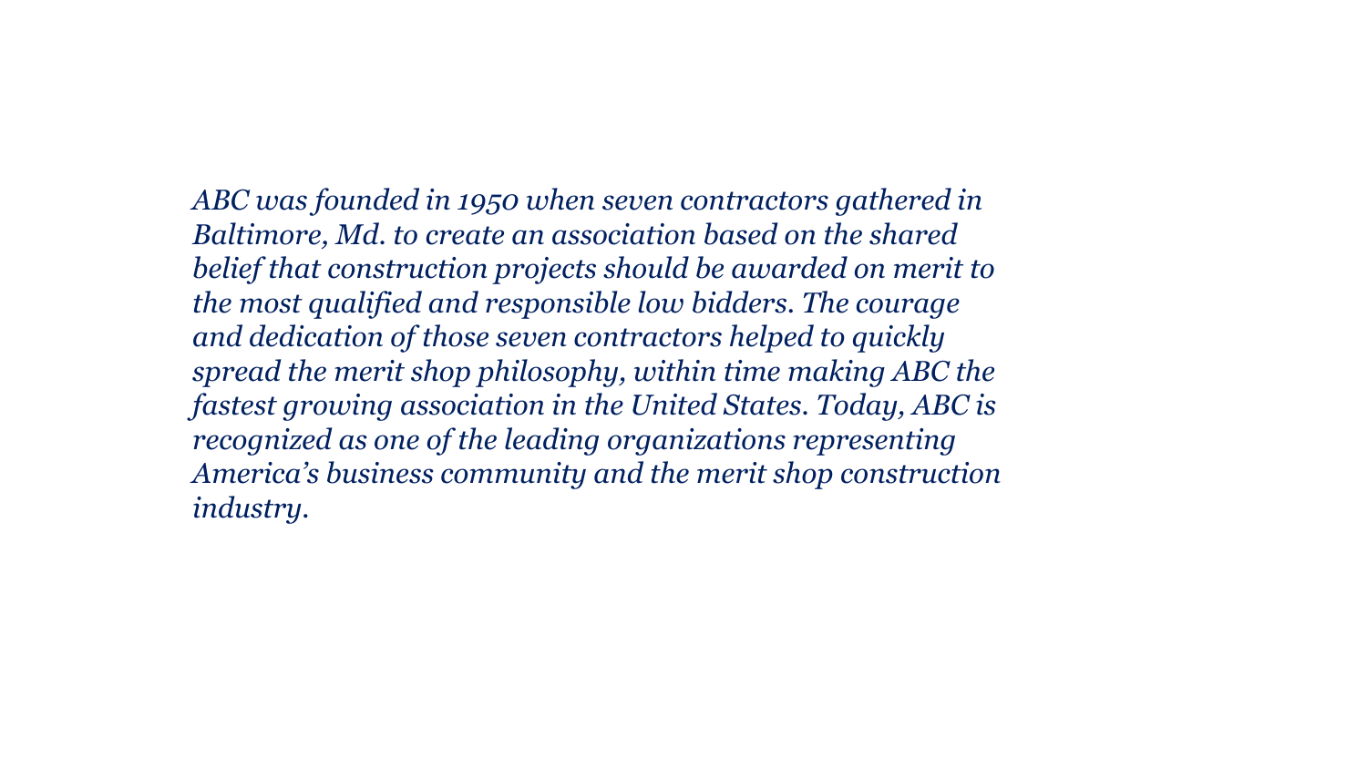*ABC was founded in 1950 when seven contractors gathered in Baltimore, Md. to create an association based on the shared belief that construction projects should be awarded on merit to the most qualified and responsible low bidders. The courage and dedication of those seven contractors helped to quickly spread the merit shop philosophy, within time making ABC the fastest growing association in the United States. Today, ABC is recognized as one of the leading organizations representing America's business community and the merit shop construction industry.*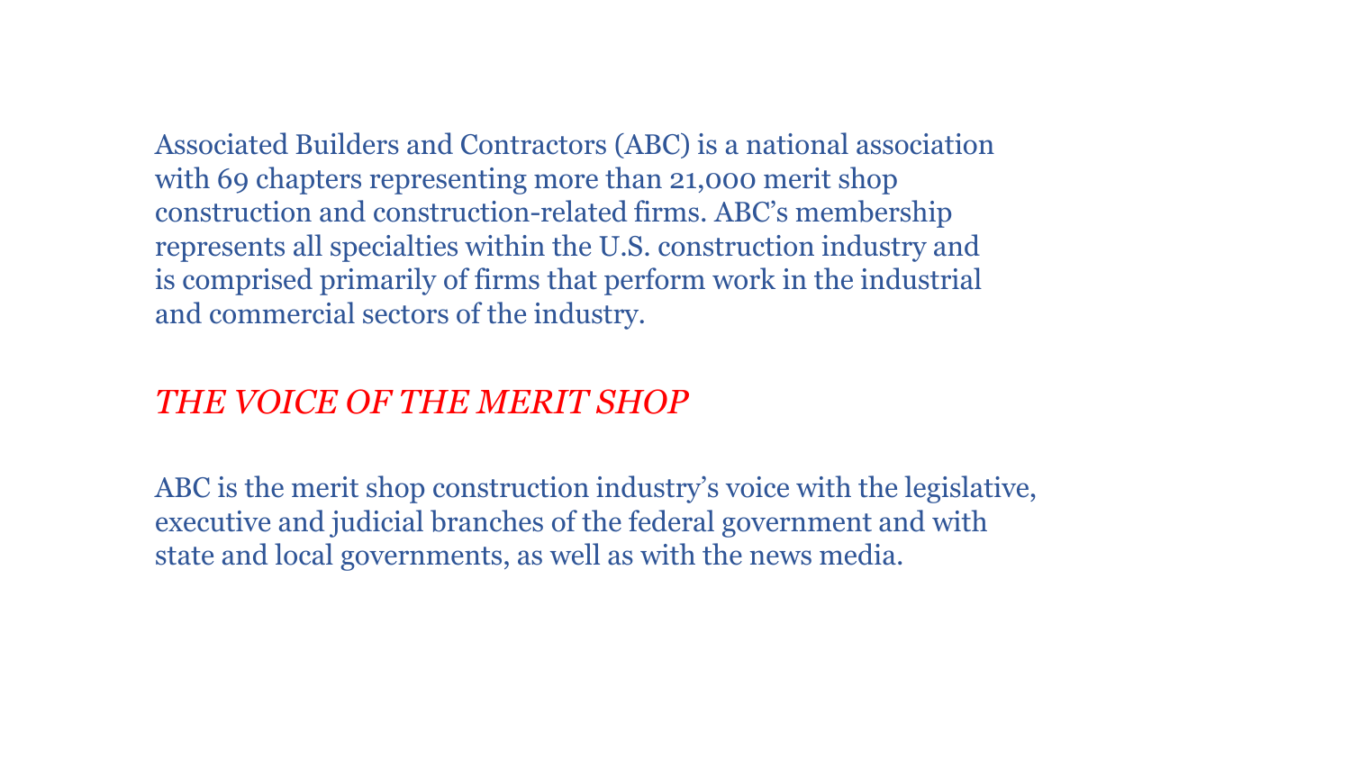Associated Builders and Contractors (ABC) is a national association with 69 chapters representing more than 21,000 merit shop construction and construction-related firms. ABC's membership represents all specialties within the U.S. construction industry and is comprised primarily of firms that perform work in the industrial and commercial sectors of the industry.

## *THE VOICE OF THE MERIT SHOP*

ABC is the merit shop construction industry's voice with the legislative, executive and judicial branches of the federal government and with state and local governments, as well as with the news media.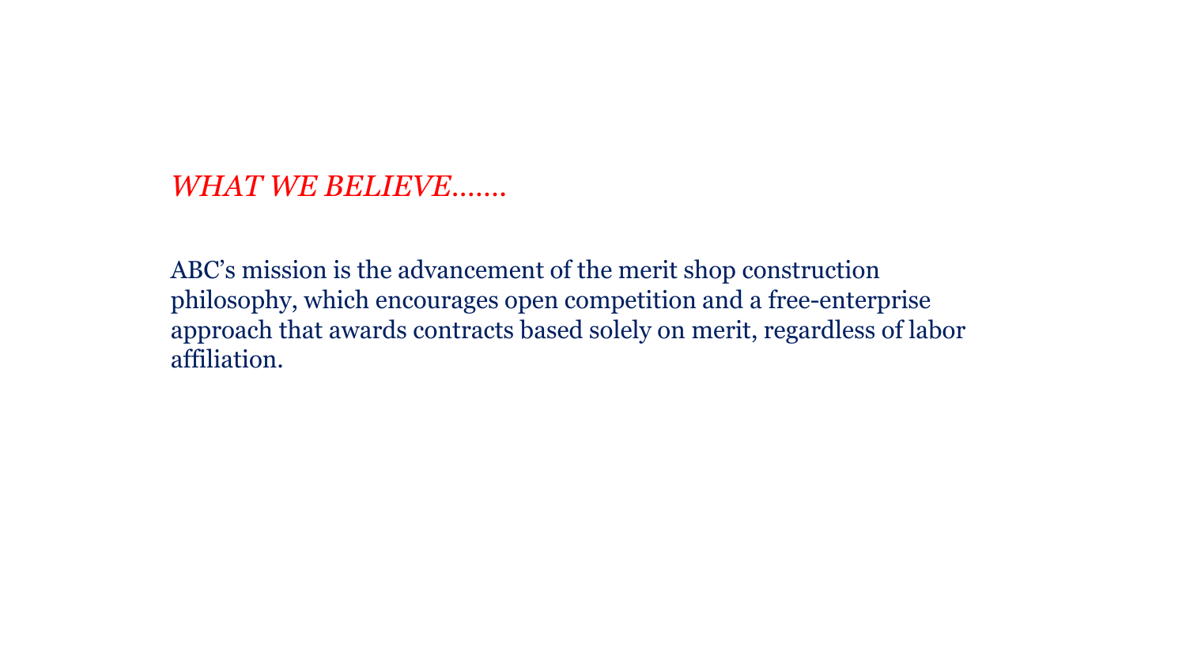## *WHAT WE BELIEVE…….*

ABC's mission is the advancement of the merit shop construction philosophy, which encourages open competition and a free-enterprise approach that awards contracts based solely on merit, regardless of labor affiliation.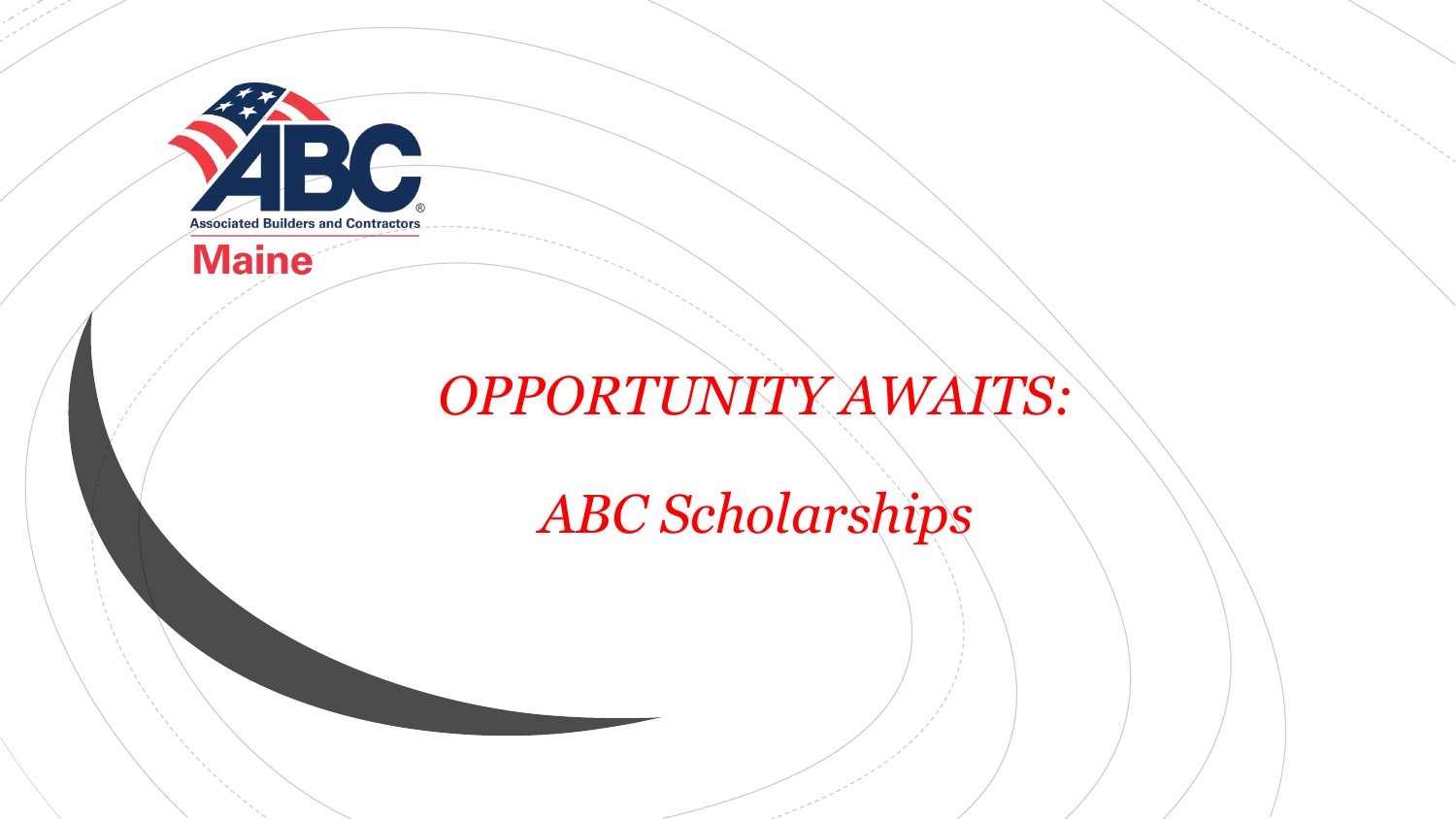Associated Builders and Contractors

Maine

# *OPPORTUNITY AWAITS:*

# *ABC Scholarships*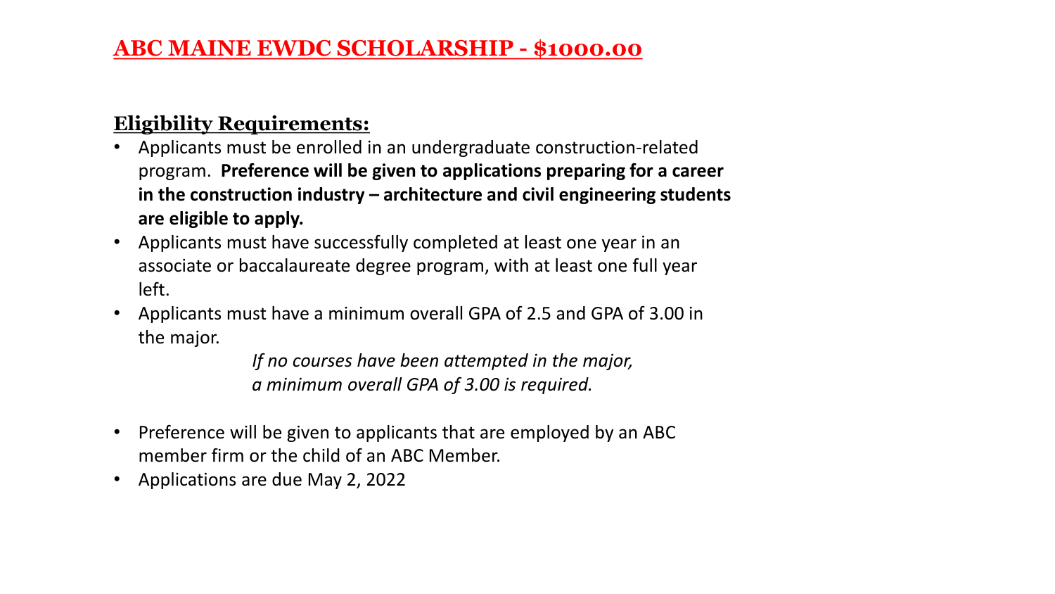# ABC MAINE EWDC SCHOLARSHIP - $1000.00

## Eligibility Requirements:

- Applicants must be enrolled in an undergraduate construction-related program. **Preference will be given to applications preparing for a career in the construction industry – architecture and civil engineering students are eligible to apply.**
- Applicants must have successfully completed at least one year in an associate or baccalaureate degree program, with at least one full year left.
- Applicants must have a minimum overall GPA of 2.5 and GPA of 3.00 in the major.

  *If no courses have been attempted in the major, a minimum overall GPA of 3.00 is required.*

- Preference will be given to applicants that are employed by an ABC member firm or the child of an ABC Member.
- Applications are due May 2, 2022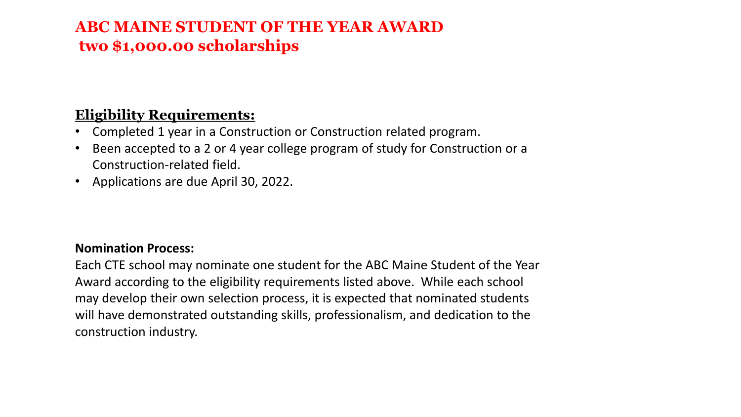# ABC MAINE STUDENT OF THE YEAR AWARD
# two $1,000.00 scholarships

**Eligibility Requirements:**

- Completed 1 year in a Construction or Construction related program.
- Been accepted to a 2 or 4 year college program of study for Construction or a Construction-related field.
- Applications are due April 30, 2022.

**Nomination Process:**

Each CTE school may nominate one student for the ABC Maine Student of the Year Award according to the eligibility requirements listed above. While each school may develop their own selection process, it is expected that nominated students will have demonstrated outstanding skills, professionalism, and dedication to the construction industry.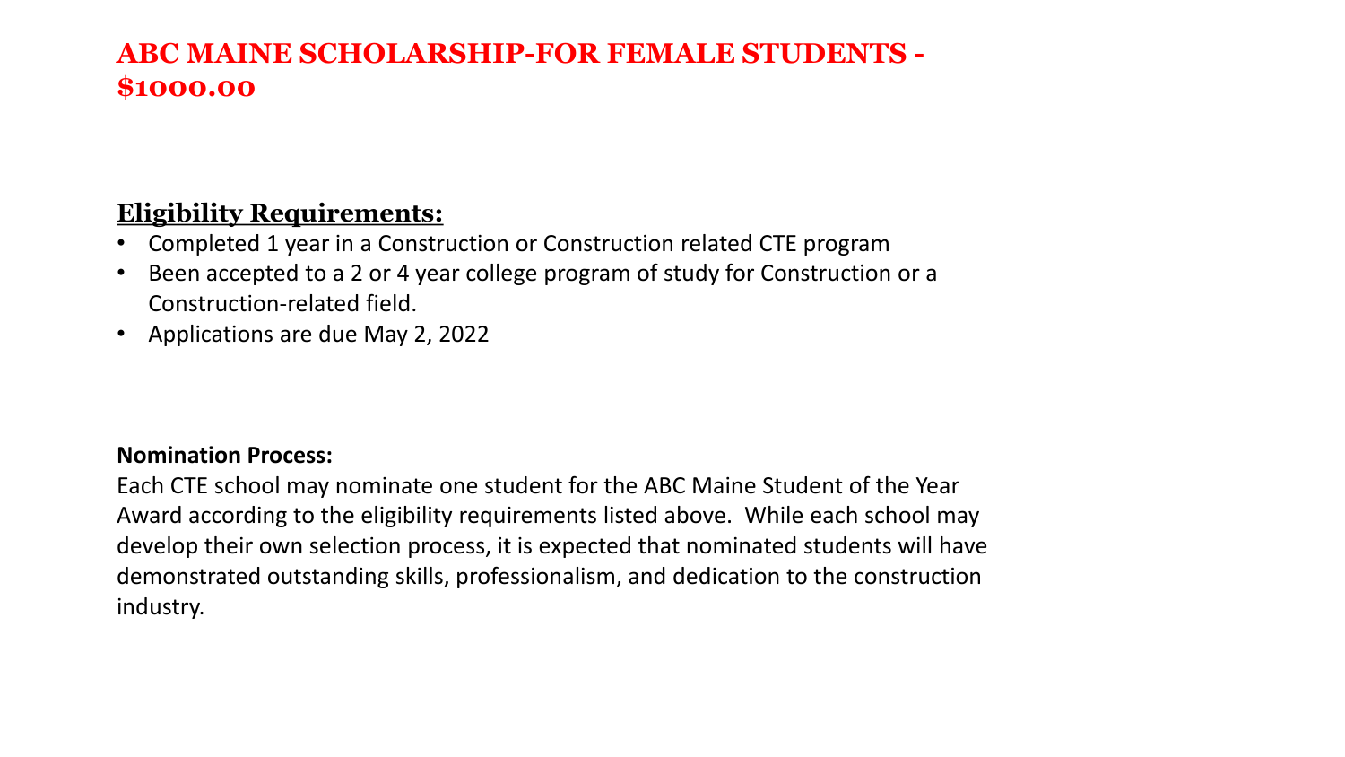# ABC MAINE SCHOLARSHIP-FOR FEMALE STUDENTS - $1000.00

**Eligibility Requirements:**

- Completed 1 year in a Construction or Construction related CTE program
- Been accepted to a 2 or 4 year college program of study for Construction or a Construction-related field.
- Applications are due May 2, 2022

**Nomination Process:**

Each CTE school may nominate one student for the ABC Maine Student of the Year Award according to the eligibility requirements listed above. While each school may develop their own selection process, it is expected that nominated students will have demonstrated outstanding skills, professionalism, and dedication to the construction industry.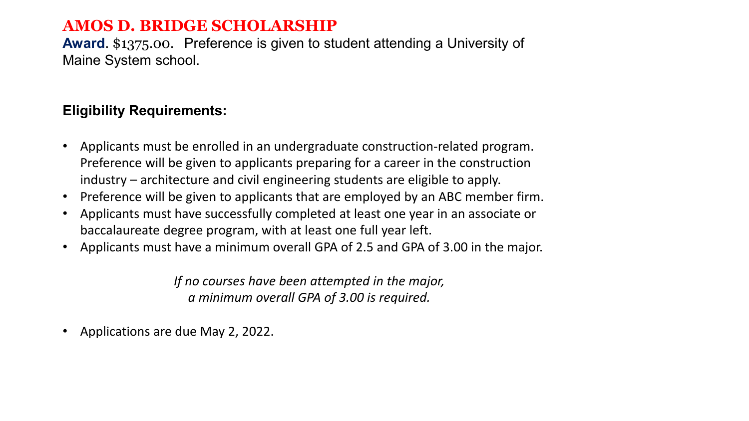## AMOS D. BRIDGE SCHOLARSHIP

**Award**. $1375.00. Preference is given to student attending a University of Maine System school.

### Eligibility Requirements:

- Applicants must be enrolled in an undergraduate construction-related program. Preference will be given to applicants preparing for a career in the construction industry – architecture and civil engineering students are eligible to apply.
- Preference will be given to applicants that are employed by an ABC member firm.
- Applicants must have successfully completed at least one year in an associate or baccalaureate degree program, with at least one full year left.
- Applicants must have a minimum overall GPA of 2.5 and GPA of 3.00 in the major.

*If no courses have been attempted in the major, a minimum overall GPA of 3.00 is required.*

- Applications are due May 2, 2022.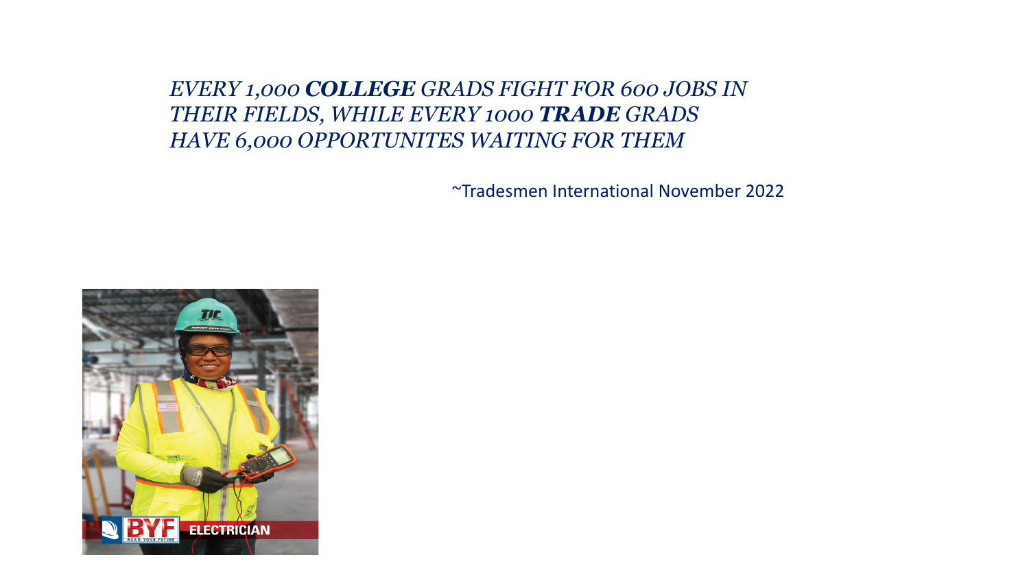*EVERY 1,000* ***COLLEGE*** *GRADS FIGHT FOR 600 JOBS IN THEIR FIELDS, WHILE EVERY 1000* ***TRADE*** *GRADS HAVE 6,000 OPPORTUNITES WAITING FOR THEM*

~Tradesmen International November 2022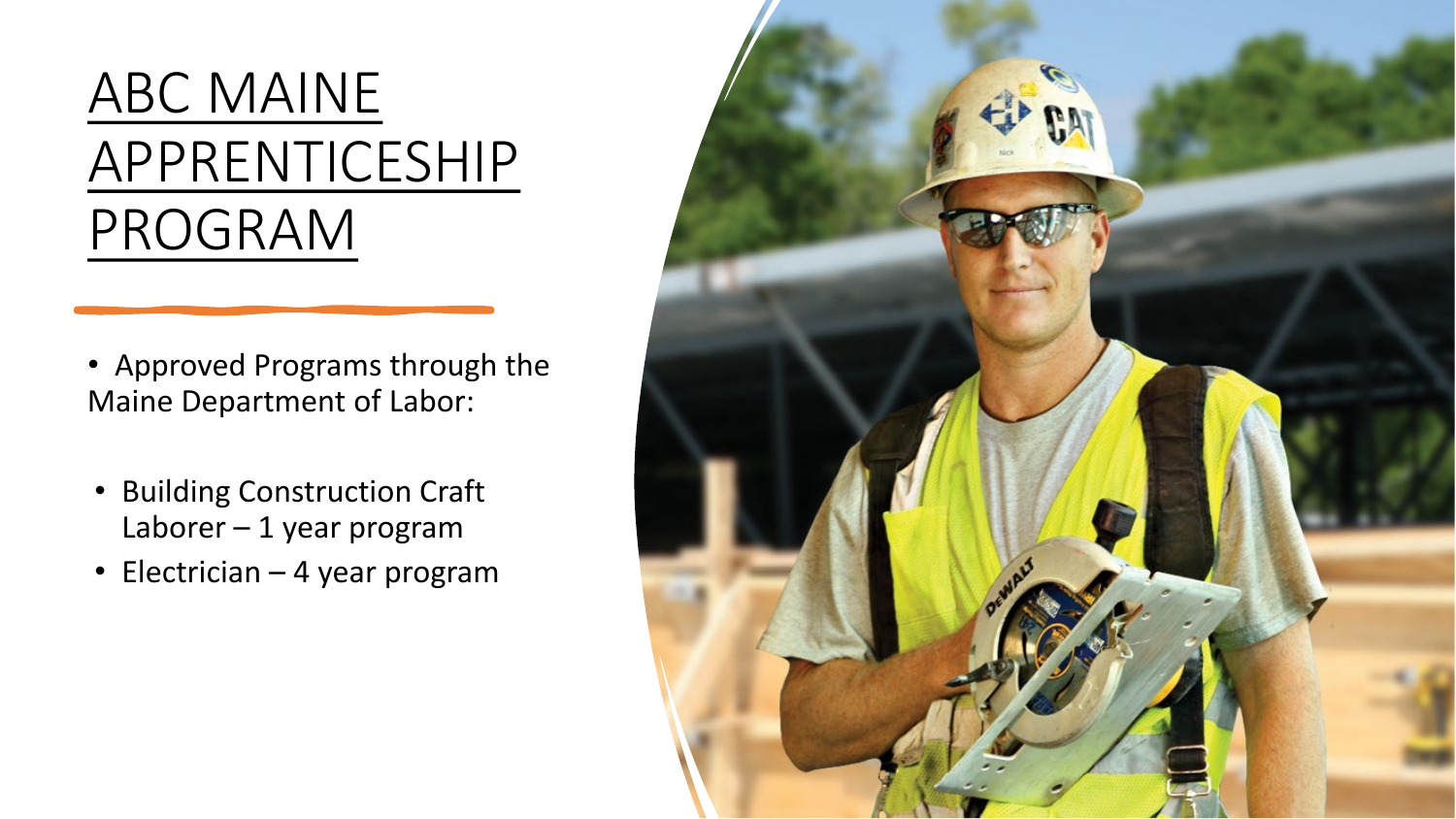# ABC MAINE APPRENTICESHIP PROGRAM

- Approved Programs through the Maine Department of Labor:
  - Building Construction Craft Laborer – 1 year program
  - Electrician – 4 year program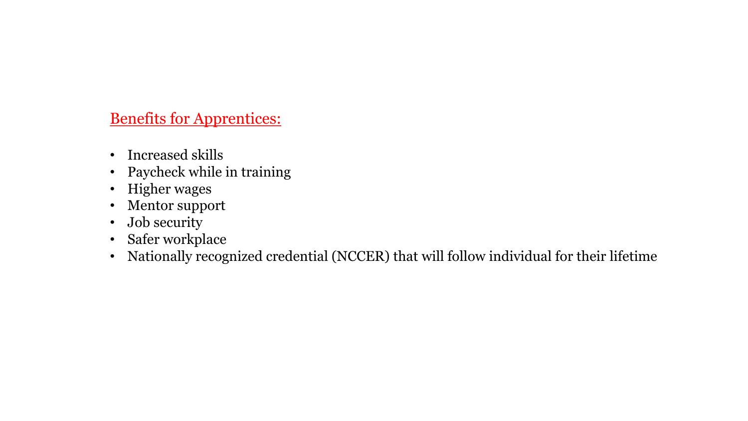## Benefits for Apprentices:

- Increased skills
- Paycheck while in training
- Higher wages
- Mentor support
- Job security
- Safer workplace
- Nationally recognized credential (NCCER) that will follow individual for their lifetime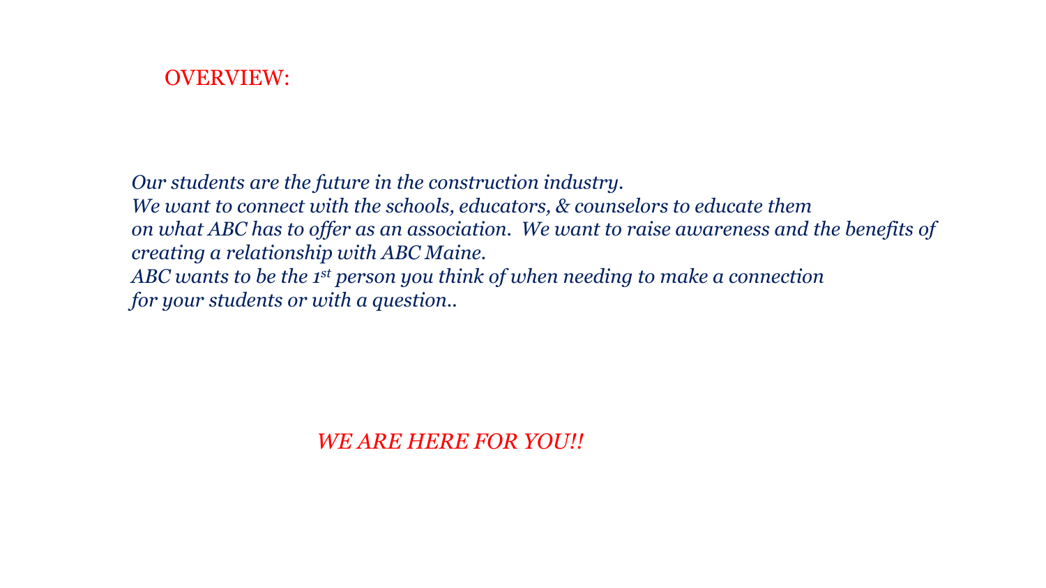## OVERVIEW:

*Our students are the future in the construction industry.*
*We want to connect with the schools, educators, & counselors to educate them on what ABC has to offer as an association. We want to raise awareness and the benefits of creating a relationship with ABC Maine.*
*ABC wants to be the 1st person you think of when needing to make a connection for your students or with a question..*

*WE ARE HERE FOR YOU!!*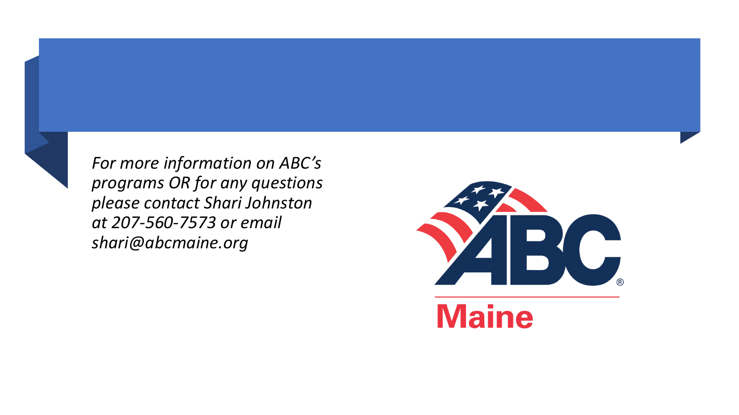*For more information on ABC's programs OR for any questions please contact Shari Johnston at 207-560-7573 or email shari@abcmaine.org*

ABC®

Maine